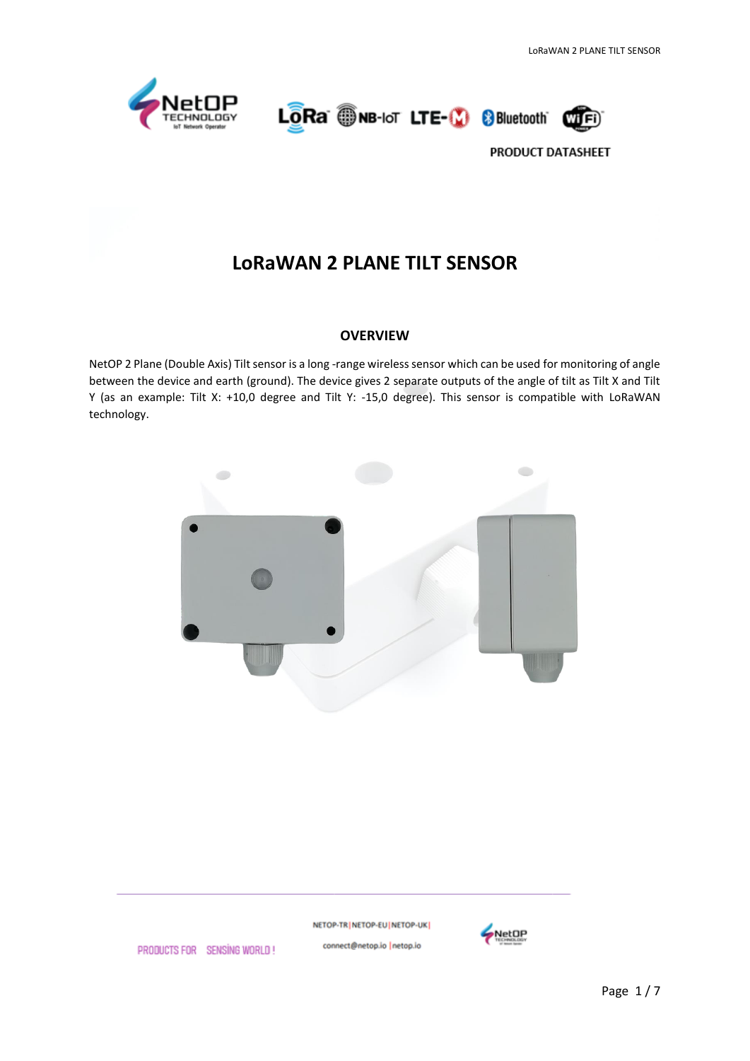PRODUCT DATASHEET

# LoRaWAN 2 PLANE TILT SENSOR

## OVERVIEW

NetOP 2 Plane (Double Axis) Tilt sensor is a long -range wireless sensor which can be used for monitoring of angle between the device and earth (ground). The device gives 2 separate outputs of the angle of tilt as Tilt X and Tilt Y (as an example: Tilt X: +10,0 degree and Tilt Y: -15,0 degree). This sensor is compatible with LoRaWAN technology.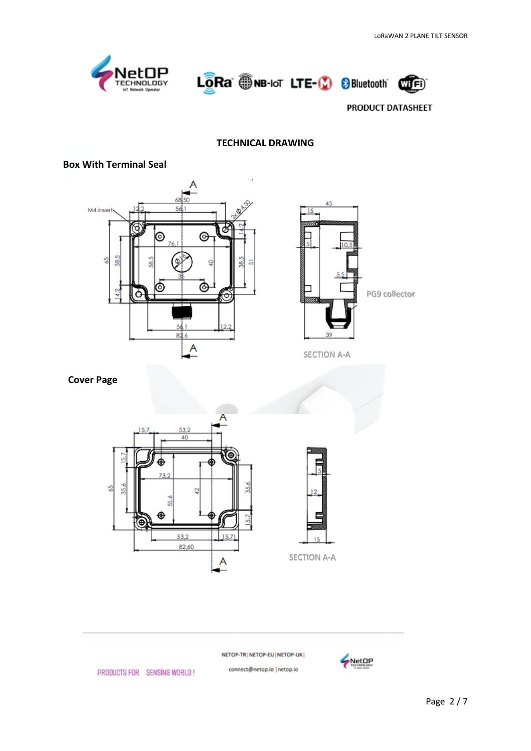**PRODUCT DATASHEET**

## TECHNICAL DRAWING

### Box With Terminal Seal

M4 insert

PG9 collector

SECTION A-A

### Cover Page

SECTION A-A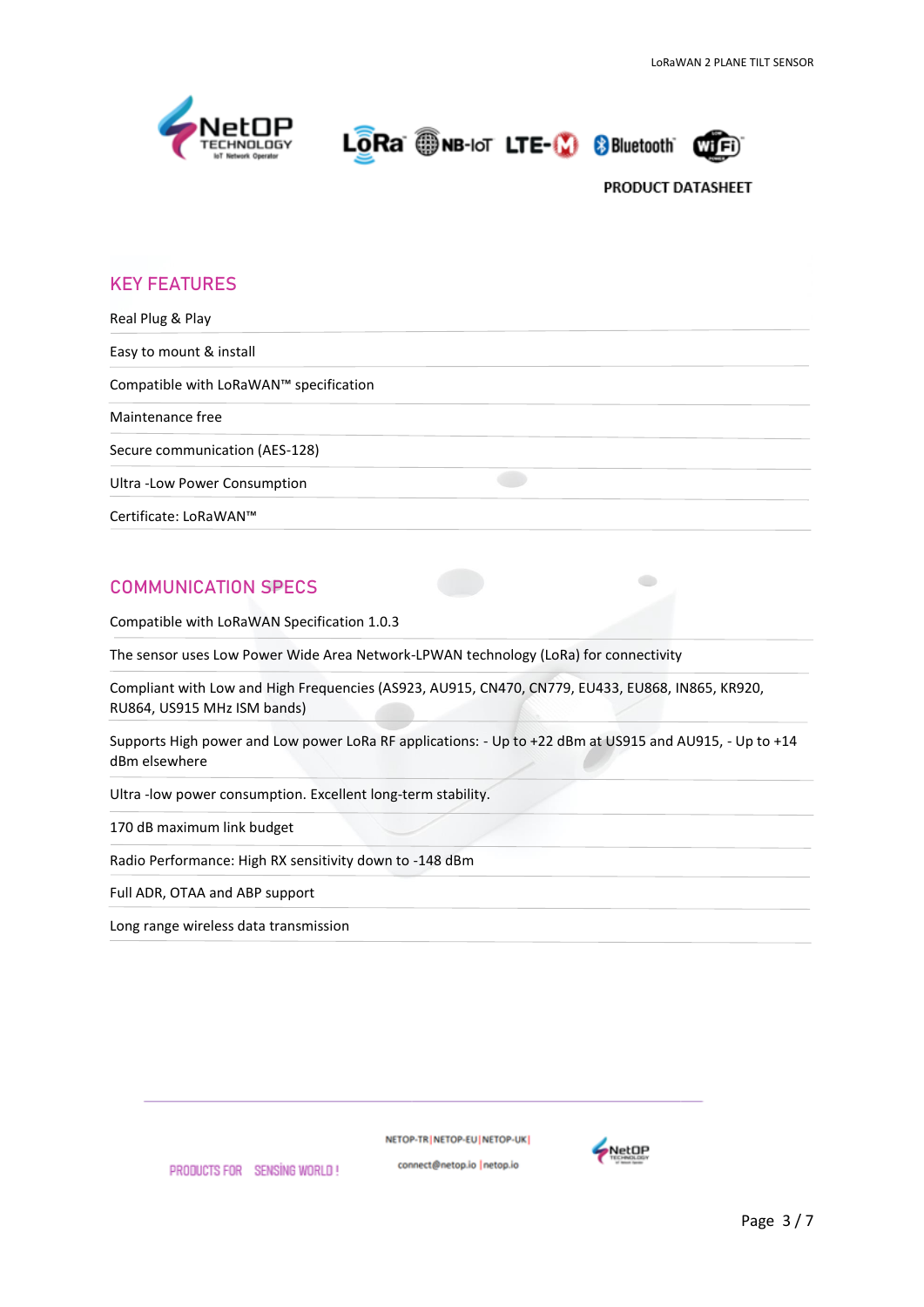PRODUCT DATASHEET

## KEY FEATURES

Real Plug & Play

Easy to mount & install

Compatible with LoRaWAN™ specification

Maintenance free

Secure communication (AES-128)

Ultra -Low Power Consumption

Certificate: LoRaWAN™

## COMMUNICATION SPECS

Compatible with LoRaWAN Specification 1.0.3

The sensor uses Low Power Wide Area Network-LPWAN technology (LoRa) for connectivity

Compliant with Low and High Frequencies (AS923, AU915, CN470, CN779, EU433, EU868, IN865, KR920, RU864, US915 MHz ISM bands)

Supports High power and Low power LoRa RF applications: - Up to +22 dBm at US915 and AU915, - Up to +14 dBm elsewhere

Ultra -low power consumption. Excellent long-term stability.

170 dB maximum link budget

Radio Performance: High RX sensitivity down to -148 dBm

Full ADR, OTAA and ABP support

Long range wireless data transmission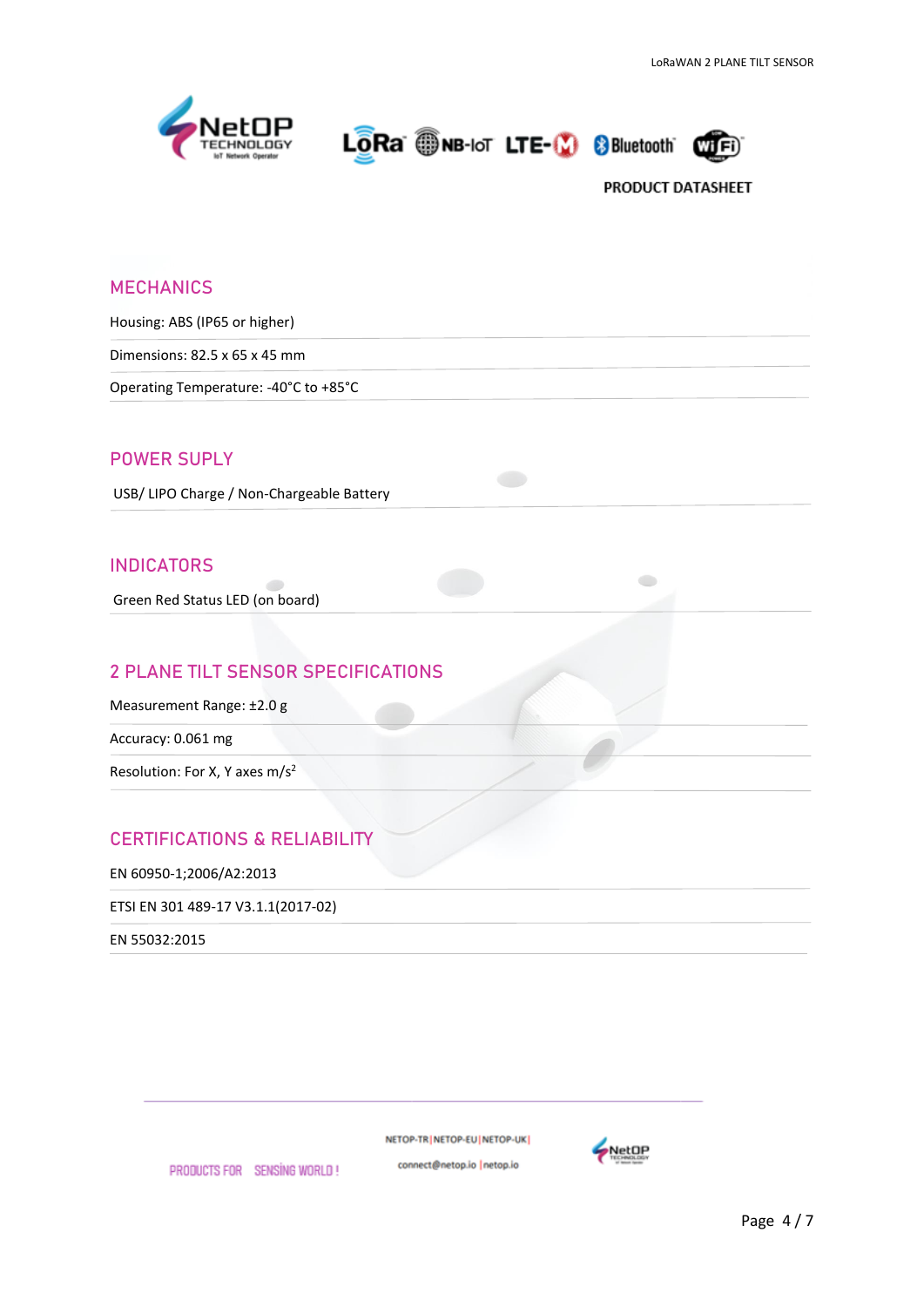## MECHANICS

Housing: ABS (IP65 or higher)

Dimensions: 82.5 x 65 x 45 mm

Operating Temperature: -40°C to +85°C

## POWER SUPLY

USB/ LIPO Charge / Non-Chargeable Battery

## INDICATORS

Green Red Status LED (on board)

## 2 PLANE TILT SENSOR SPECIFICATIONS

Measurement Range: ±2.0 g

Accuracy: 0.061 mg

Resolution: For X, Y axes $m/s^2$

## CERTIFICATIONS & RELIABILITY

EN 60950-1;2006/A2:2013

ETSI EN 301 489-17 V3.1.1(2017-02)

EN 55032:2015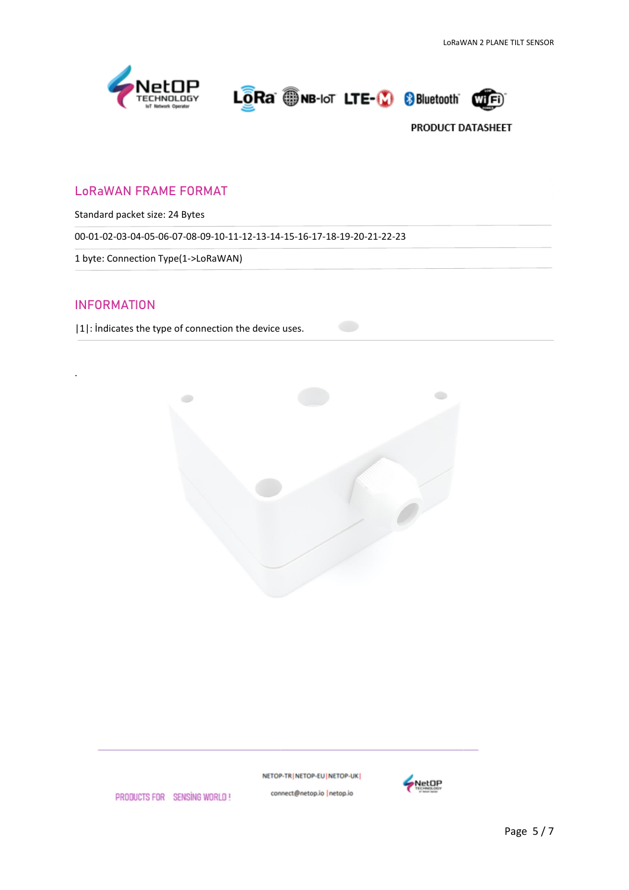## LoRaWAN FRAME FORMAT

Standard packet size: 24 Bytes

00-01-02-03-04-05-06-07-08-09-10-11-12-13-14-15-16-17-18-19-20-21-22-23

1 byte: Connection Type(1->LoRaWAN)

## INFORMATION

|1|: İndicates the type of connection the device uses.

.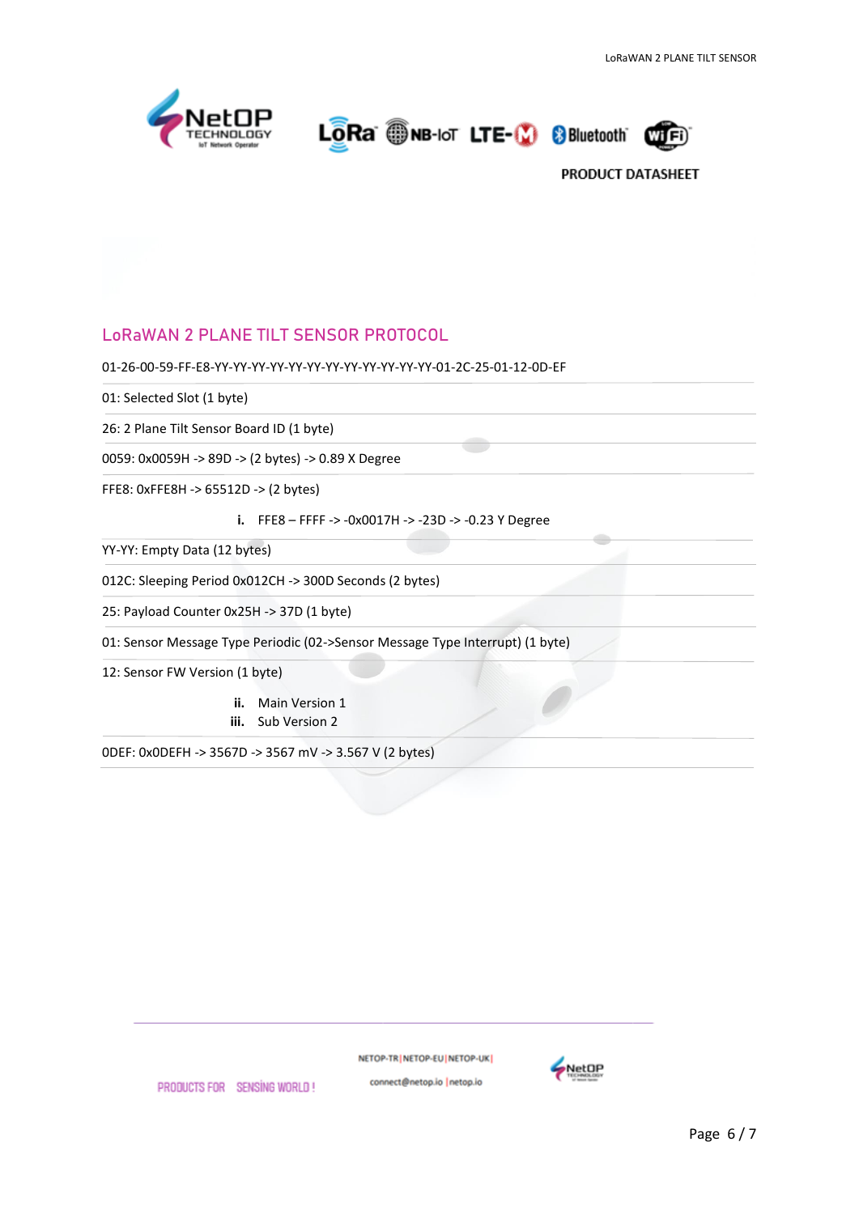## LoRaWAN 2 PLANE TILT SENSOR PROTOCOL

01-26-00-59-FF-E8-YY-YY-YY-YY-YY-YY-YY-YY-YY-YY-YY-YY-01-2C-25-01-12-0D-EF

01: Selected Slot (1 byte)

26: 2 Plane Tilt Sensor Board ID (1 byte)

0059: 0x0059H -> 89D -> (2 bytes) -> 0.89 X Degree

FFE8: 0xFFE8H -> 65512D -> (2 bytes)

i. FFE8 – FFFF -> -0x0017H -> -23D -> -0.23 Y Degree

YY-YY: Empty Data (12 bytes)

012C: Sleeping Period 0x012CH -> 300D Seconds (2 bytes)

25: Payload Counter 0x25H -> 37D (1 byte)

01: Sensor Message Type Periodic (02->Sensor Message Type Interrupt) (1 byte)

12: Sensor FW Version (1 byte)

ii. Main Version 1
iii. Sub Version 2

0DEF: 0x0DEFH -> 3567D -> 3567 mV -> 3.567 V (2 bytes)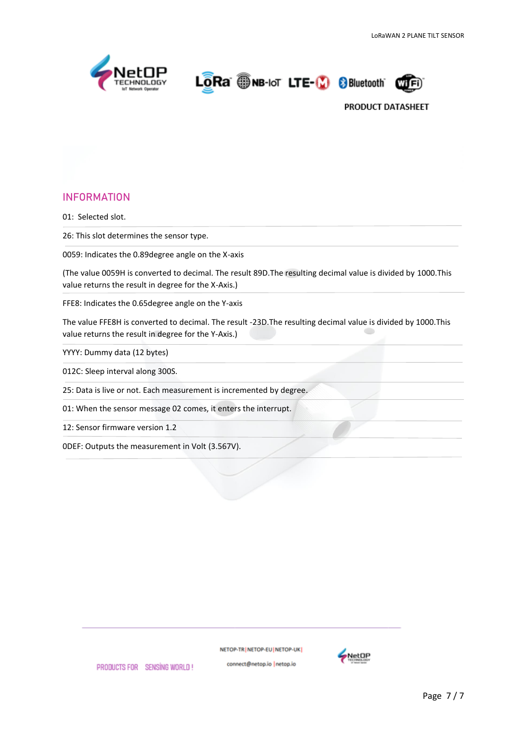## INFORMATION

01: Selected slot.

26: This slot determines the sensor type.

0059: Indicates the 0.89degree angle on the X-axis

(The value 0059H is converted to decimal. The result 89D.The resulting decimal value is divided by 1000.This value returns the result in degree for the X-Axis.)

FFE8: Indicates the 0.65degree angle on the Y-axis

The value FFE8H is converted to decimal. The result -23D.The resulting decimal value is divided by 1000.This value returns the result in degree for the Y-Axis.)

YYYY: Dummy data (12 bytes)

012C: Sleep interval along 300S.

25: Data is live or not. Each measurement is incremented by degree.

01: When the sensor message 02 comes, it enters the interrupt.

12: Sensor firmware version 1.2

0DEF: Outputs the measurement in Volt (3.567V).